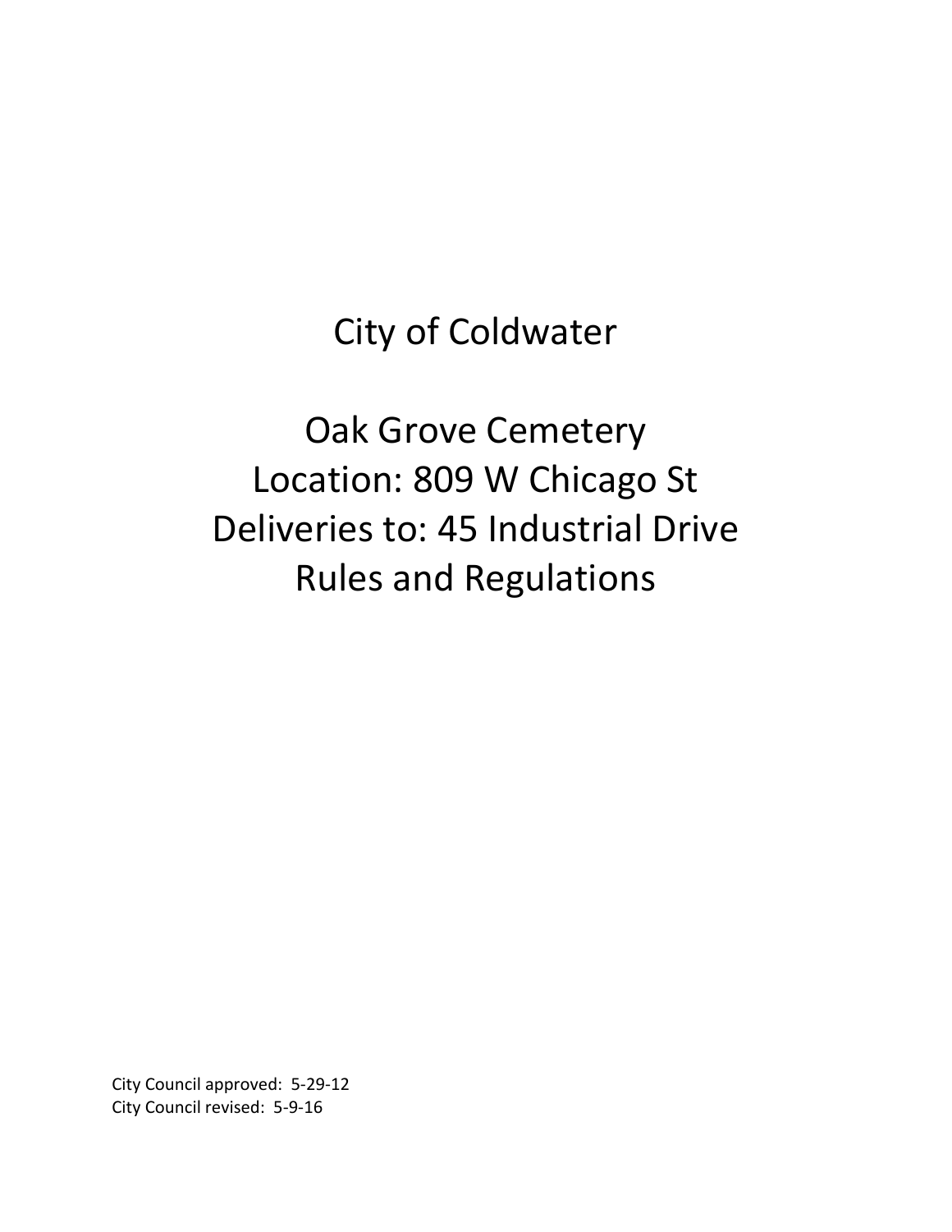# City of Coldwater

# Oak Grove Cemetery
# Location: 809 W Chicago St
# Deliveries to: 45 Industrial Drive
# Rules and Regulations

City Council approved: 5-29-12
City Council revised: 5-9-16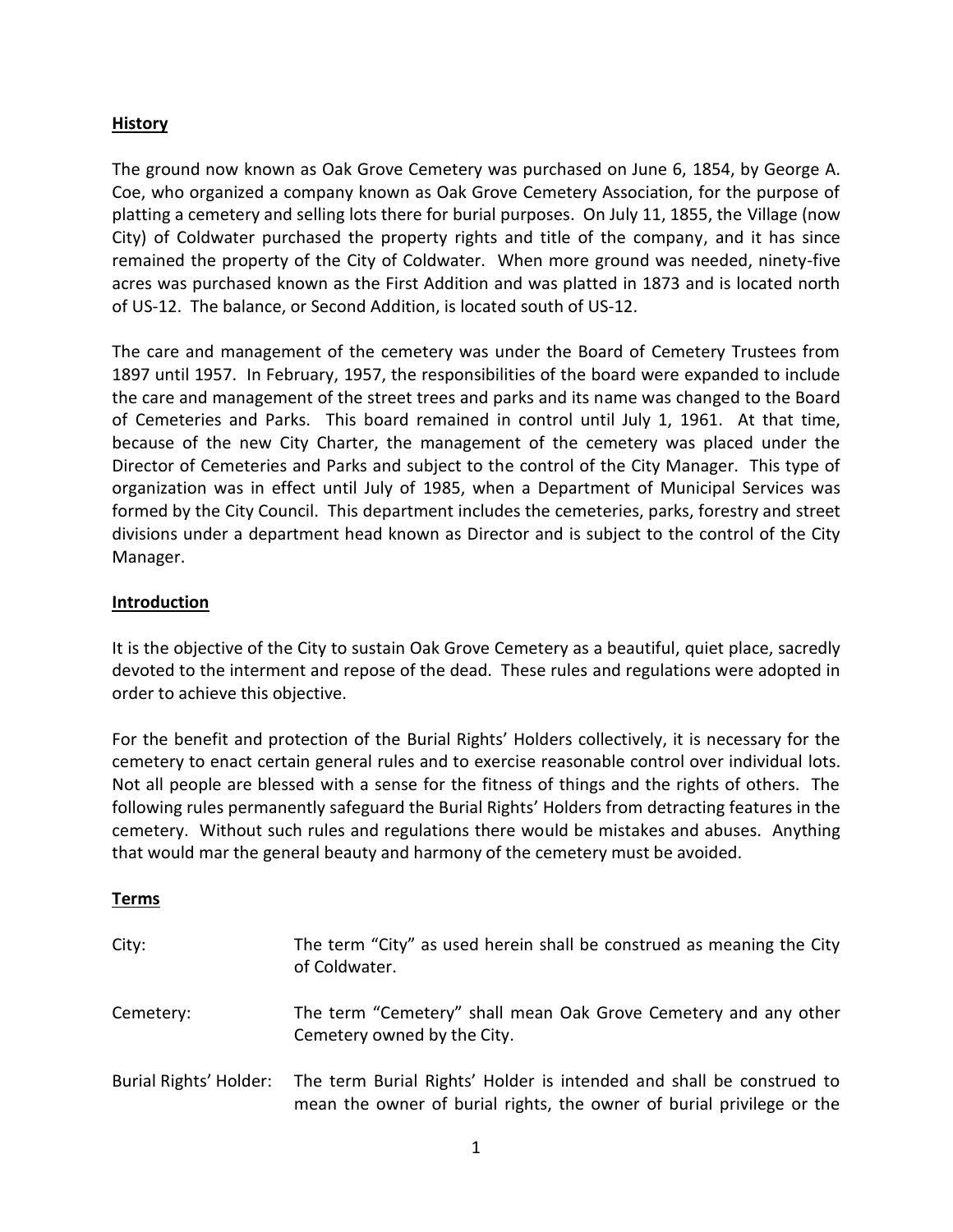## History

The ground now known as Oak Grove Cemetery was purchased on June 6, 1854, by George A. Coe, who organized a company known as Oak Grove Cemetery Association, for the purpose of platting a cemetery and selling lots there for burial purposes. On July 11, 1855, the Village (now City) of Coldwater purchased the property rights and title of the company, and it has since remained the property of the City of Coldwater. When more ground was needed, ninety-five acres was purchased known as the First Addition and was platted in 1873 and is located north of US-12. The balance, or Second Addition, is located south of US-12.

The care and management of the cemetery was under the Board of Cemetery Trustees from 1897 until 1957. In February, 1957, the responsibilities of the board were expanded to include the care and management of the street trees and parks and its name was changed to the Board of Cemeteries and Parks. This board remained in control until July 1, 1961. At that time, because of the new City Charter, the management of the cemetery was placed under the Director of Cemeteries and Parks and subject to the control of the City Manager. This type of organization was in effect until July of 1985, when a Department of Municipal Services was formed by the City Council. This department includes the cemeteries, parks, forestry and street divisions under a department head known as Director and is subject to the control of the City Manager.

## Introduction

It is the objective of the City to sustain Oak Grove Cemetery as a beautiful, quiet place, sacredly devoted to the interment and repose of the dead. These rules and regulations were adopted in order to achieve this objective.

For the benefit and protection of the Burial Rights' Holders collectively, it is necessary for the cemetery to enact certain general rules and to exercise reasonable control over individual lots. Not all people are blessed with a sense for the fitness of things and the rights of others. The following rules permanently safeguard the Burial Rights' Holders from detracting features in the cemetery. Without such rules and regulations there would be mistakes and abuses. Anything that would mar the general beauty and harmony of the cemetery must be avoided.

## Terms

City: The term "City" as used herein shall be construed as meaning the City of Coldwater.

Cemetery: The term "Cemetery" shall mean Oak Grove Cemetery and any other Cemetery owned by the City.

Burial Rights' Holder: The term Burial Rights' Holder is intended and shall be construed to mean the owner of burial rights, the owner of burial privilege or the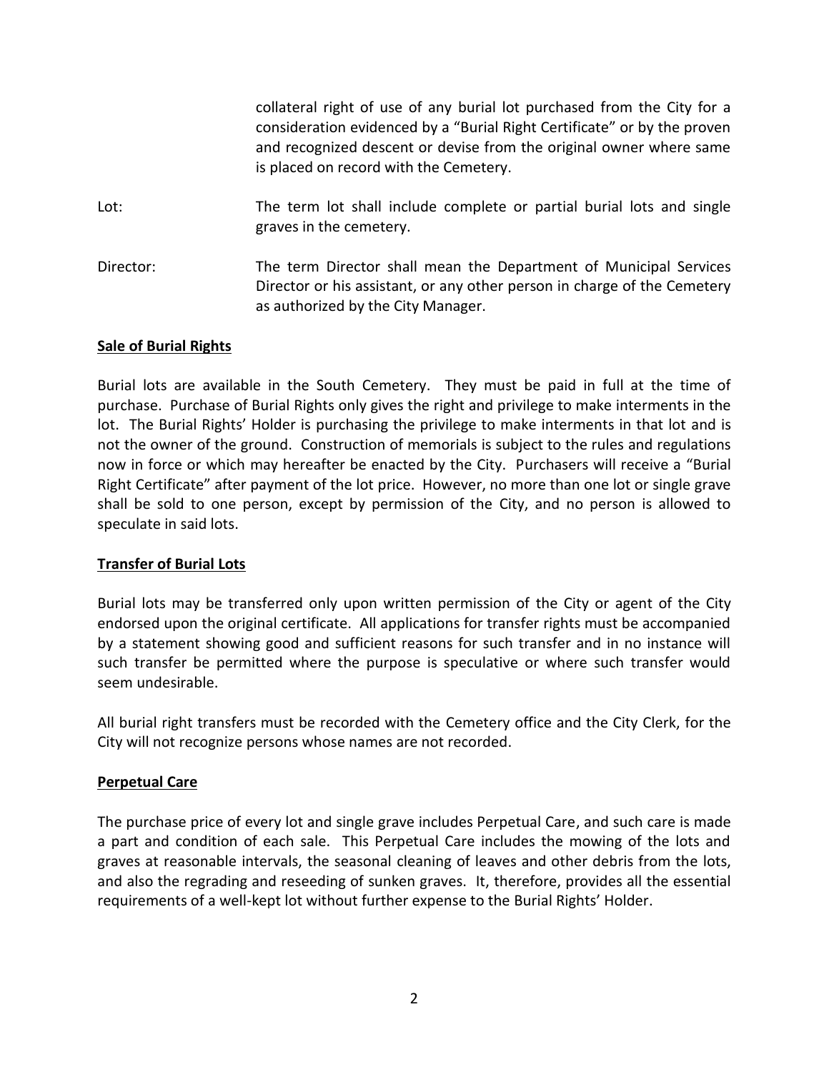collateral right of use of any burial lot purchased from the City for a consideration evidenced by a "Burial Right Certificate" or by the proven and recognized descent or devise from the original owner where same is placed on record with the Cemetery.

Lot: The term lot shall include complete or partial burial lots and single graves in the cemetery.

Director: The term Director shall mean the Department of Municipal Services Director or his assistant, or any other person in charge of the Cemetery as authorized by the City Manager.

**Sale of Burial Rights**

Burial lots are available in the South Cemetery. They must be paid in full at the time of purchase. Purchase of Burial Rights only gives the right and privilege to make interments in the lot. The Burial Rights' Holder is purchasing the privilege to make interments in that lot and is not the owner of the ground. Construction of memorials is subject to the rules and regulations now in force or which may hereafter be enacted by the City. Purchasers will receive a "Burial Right Certificate" after payment of the lot price. However, no more than one lot or single grave shall be sold to one person, except by permission of the City, and no person is allowed to speculate in said lots.

**Transfer of Burial Lots**

Burial lots may be transferred only upon written permission of the City or agent of the City endorsed upon the original certificate. All applications for transfer rights must be accompanied by a statement showing good and sufficient reasons for such transfer and in no instance will such transfer be permitted where the purpose is speculative or where such transfer would seem undesirable.

All burial right transfers must be recorded with the Cemetery office and the City Clerk, for the City will not recognize persons whose names are not recorded.

**Perpetual Care**

The purchase price of every lot and single grave includes Perpetual Care, and such care is made a part and condition of each sale. This Perpetual Care includes the mowing of the lots and graves at reasonable intervals, the seasonal cleaning of leaves and other debris from the lots, and also the regrading and reseeding of sunken graves. It, therefore, provides all the essential requirements of a well-kept lot without further expense to the Burial Rights' Holder.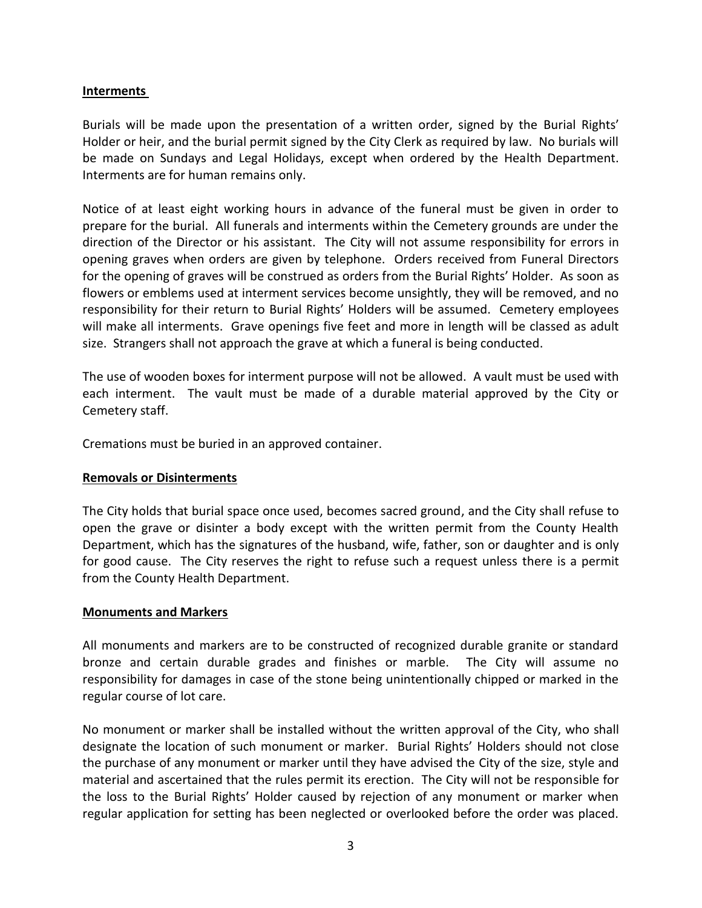## Interments

Burials will be made upon the presentation of a written order, signed by the Burial Rights' Holder or heir, and the burial permit signed by the City Clerk as required by law. No burials will be made on Sundays and Legal Holidays, except when ordered by the Health Department. Interments are for human remains only.

Notice of at least eight working hours in advance of the funeral must be given in order to prepare for the burial. All funerals and interments within the Cemetery grounds are under the direction of the Director or his assistant. The City will not assume responsibility for errors in opening graves when orders are given by telephone. Orders received from Funeral Directors for the opening of graves will be construed as orders from the Burial Rights' Holder. As soon as flowers or emblems used at interment services become unsightly, they will be removed, and no responsibility for their return to Burial Rights' Holders will be assumed. Cemetery employees will make all interments. Grave openings five feet and more in length will be classed as adult size. Strangers shall not approach the grave at which a funeral is being conducted.

The use of wooden boxes for interment purpose will not be allowed. A vault must be used with each interment. The vault must be made of a durable material approved by the City or Cemetery staff.

Cremations must be buried in an approved container.

## Removals or Disinterments

The City holds that burial space once used, becomes sacred ground, and the City shall refuse to open the grave or disinter a body except with the written permit from the County Health Department, which has the signatures of the husband, wife, father, son or daughter and is only for good cause. The City reserves the right to refuse such a request unless there is a permit from the County Health Department.

## Monuments and Markers

All monuments and markers are to be constructed of recognized durable granite or standard bronze and certain durable grades and finishes or marble. The City will assume no responsibility for damages in case of the stone being unintentionally chipped or marked in the regular course of lot care.

No monument or marker shall be installed without the written approval of the City, who shall designate the location of such monument or marker. Burial Rights' Holders should not close the purchase of any monument or marker until they have advised the City of the size, style and material and ascertained that the rules permit its erection. The City will not be responsible for the loss to the Burial Rights' Holder caused by rejection of any monument or marker when regular application for setting has been neglected or overlooked before the order was placed.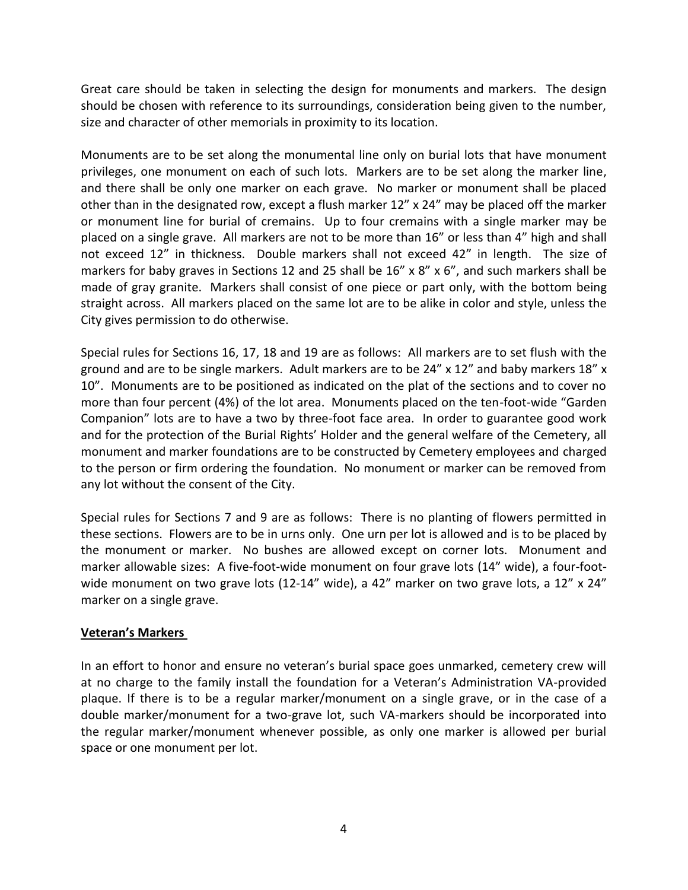Great care should be taken in selecting the design for monuments and markers. The design should be chosen with reference to its surroundings, consideration being given to the number, size and character of other memorials in proximity to its location.

Monuments are to be set along the monumental line only on burial lots that have monument privileges, one monument on each of such lots. Markers are to be set along the marker line, and there shall be only one marker on each grave. No marker or monument shall be placed other than in the designated row, except a flush marker 12" x 24" may be placed off the marker or monument line for burial of cremains. Up to four cremains with a single marker may be placed on a single grave. All markers are not to be more than 16" or less than 4" high and shall not exceed 12" in thickness. Double markers shall not exceed 42" in length. The size of markers for baby graves in Sections 12 and 25 shall be 16" x 8" x 6", and such markers shall be made of gray granite. Markers shall consist of one piece or part only, with the bottom being straight across. All markers placed on the same lot are to be alike in color and style, unless the City gives permission to do otherwise.

Special rules for Sections 16, 17, 18 and 19 are as follows: All markers are to set flush with the ground and are to be single markers. Adult markers are to be 24" x 12" and baby markers 18" x 10". Monuments are to be positioned as indicated on the plat of the sections and to cover no more than four percent (4%) of the lot area. Monuments placed on the ten-foot-wide "Garden Companion" lots are to have a two by three-foot face area. In order to guarantee good work and for the protection of the Burial Rights' Holder and the general welfare of the Cemetery, all monument and marker foundations are to be constructed by Cemetery employees and charged to the person or firm ordering the foundation. No monument or marker can be removed from any lot without the consent of the City.

Special rules for Sections 7 and 9 are as follows: There is no planting of flowers permitted in these sections. Flowers are to be in urns only. One urn per lot is allowed and is to be placed by the monument or marker. No bushes are allowed except on corner lots. Monument and marker allowable sizes: A five-foot-wide monument on four grave lots (14" wide), a four-foot-wide monument on two grave lots (12-14" wide), a 42" marker on two grave lots, a 12" x 24" marker on a single grave.

**Veteran's Markers**

In an effort to honor and ensure no veteran's burial space goes unmarked, cemetery crew will at no charge to the family install the foundation for a Veteran's Administration VA-provided plaque. If there is to be a regular marker/monument on a single grave, or in the case of a double marker/monument for a two-grave lot, such VA-markers should be incorporated into the regular marker/monument whenever possible, as only one marker is allowed per burial space or one monument per lot.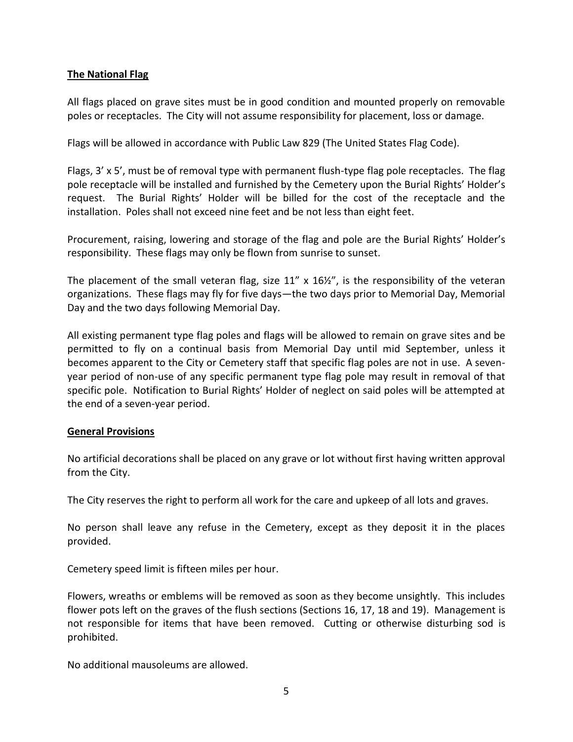## The National Flag

All flags placed on grave sites must be in good condition and mounted properly on removable poles or receptacles. The City will not assume responsibility for placement, loss or damage.

Flags will be allowed in accordance with Public Law 829 (The United States Flag Code).

Flags, 3' x 5', must be of removal type with permanent flush-type flag pole receptacles. The flag pole receptacle will be installed and furnished by the Cemetery upon the Burial Rights' Holder's request. The Burial Rights' Holder will be billed for the cost of the receptacle and the installation. Poles shall not exceed nine feet and be not less than eight feet.

Procurement, raising, lowering and storage of the flag and pole are the Burial Rights' Holder's responsibility. These flags may only be flown from sunrise to sunset.

The placement of the small veteran flag, size 11" x 16½", is the responsibility of the veteran organizations. These flags may fly for five days—the two days prior to Memorial Day, Memorial Day and the two days following Memorial Day.

All existing permanent type flag poles and flags will be allowed to remain on grave sites and be permitted to fly on a continual basis from Memorial Day until mid September, unless it becomes apparent to the City or Cemetery staff that specific flag poles are not in use. A seven-year period of non-use of any specific permanent type flag pole may result in removal of that specific pole. Notification to Burial Rights' Holder of neglect on said poles will be attempted at the end of a seven-year period.

## General Provisions

No artificial decorations shall be placed on any grave or lot without first having written approval from the City.

The City reserves the right to perform all work for the care and upkeep of all lots and graves.

No person shall leave any refuse in the Cemetery, except as they deposit it in the places provided.

Cemetery speed limit is fifteen miles per hour.

Flowers, wreaths or emblems will be removed as soon as they become unsightly. This includes flower pots left on the graves of the flush sections (Sections 16, 17, 18 and 19). Management is not responsible for items that have been removed. Cutting or otherwise disturbing sod is prohibited.

No additional mausoleums are allowed.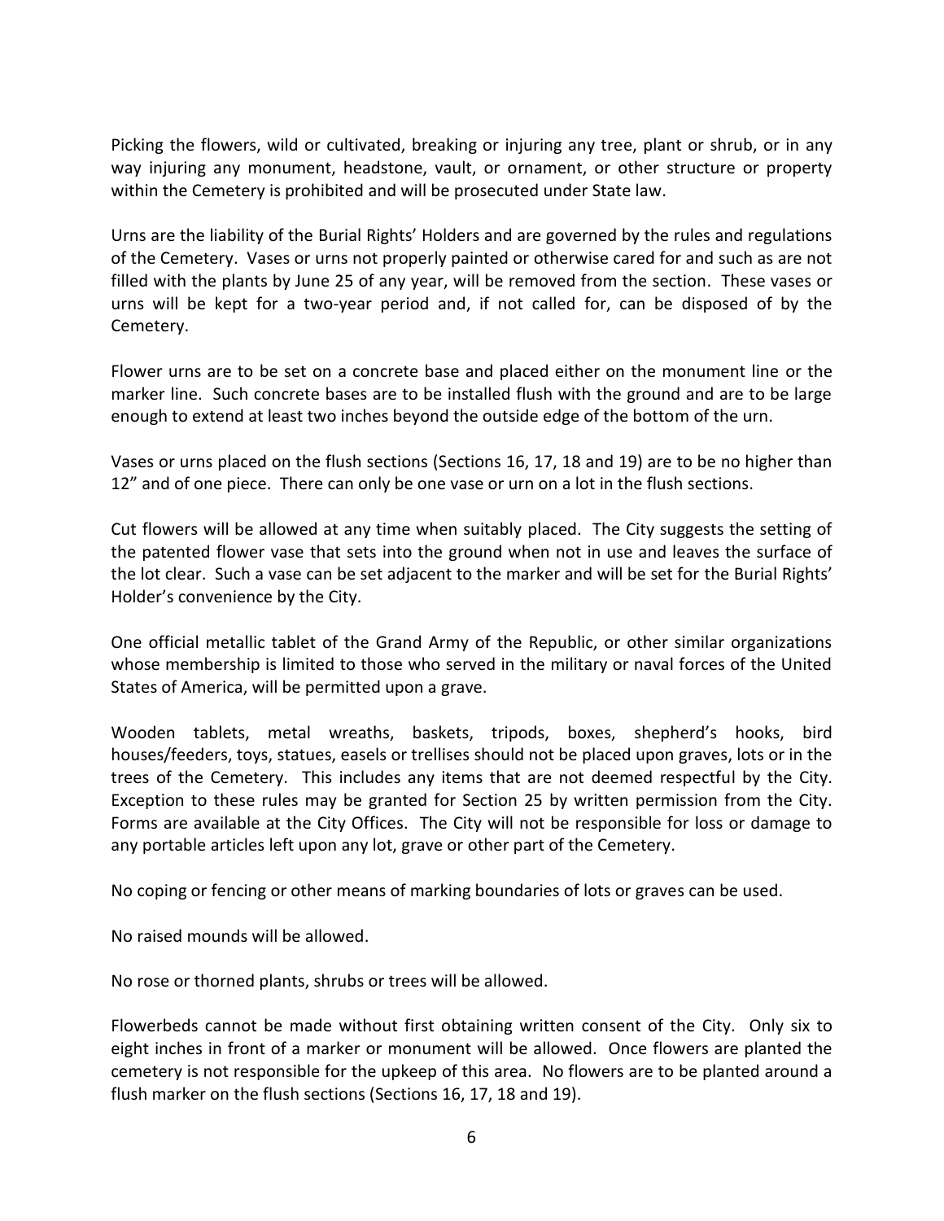Picking the flowers, wild or cultivated, breaking or injuring any tree, plant or shrub, or in any way injuring any monument, headstone, vault, or ornament, or other structure or property within the Cemetery is prohibited and will be prosecuted under State law.

Urns are the liability of the Burial Rights' Holders and are governed by the rules and regulations of the Cemetery. Vases or urns not properly painted or otherwise cared for and such as are not filled with the plants by June 25 of any year, will be removed from the section. These vases or urns will be kept for a two-year period and, if not called for, can be disposed of by the Cemetery.

Flower urns are to be set on a concrete base and placed either on the monument line or the marker line. Such concrete bases are to be installed flush with the ground and are to be large enough to extend at least two inches beyond the outside edge of the bottom of the urn.

Vases or urns placed on the flush sections (Sections 16, 17, 18 and 19) are to be no higher than 12" and of one piece. There can only be one vase or urn on a lot in the flush sections.

Cut flowers will be allowed at any time when suitably placed. The City suggests the setting of the patented flower vase that sets into the ground when not in use and leaves the surface of the lot clear. Such a vase can be set adjacent to the marker and will be set for the Burial Rights' Holder's convenience by the City.

One official metallic tablet of the Grand Army of the Republic, or other similar organizations whose membership is limited to those who served in the military or naval forces of the United States of America, will be permitted upon a grave.

Wooden tablets, metal wreaths, baskets, tripods, boxes, shepherd's hooks, bird houses/feeders, toys, statues, easels or trellises should not be placed upon graves, lots or in the trees of the Cemetery. This includes any items that are not deemed respectful by the City. Exception to these rules may be granted for Section 25 by written permission from the City. Forms are available at the City Offices. The City will not be responsible for loss or damage to any portable articles left upon any lot, grave or other part of the Cemetery.

No coping or fencing or other means of marking boundaries of lots or graves can be used.

No raised mounds will be allowed.

No rose or thorned plants, shrubs or trees will be allowed.

Flowerbeds cannot be made without first obtaining written consent of the City. Only six to eight inches in front of a marker or monument will be allowed. Once flowers are planted the cemetery is not responsible for the upkeep of this area. No flowers are to be planted around a flush marker on the flush sections (Sections 16, 17, 18 and 19).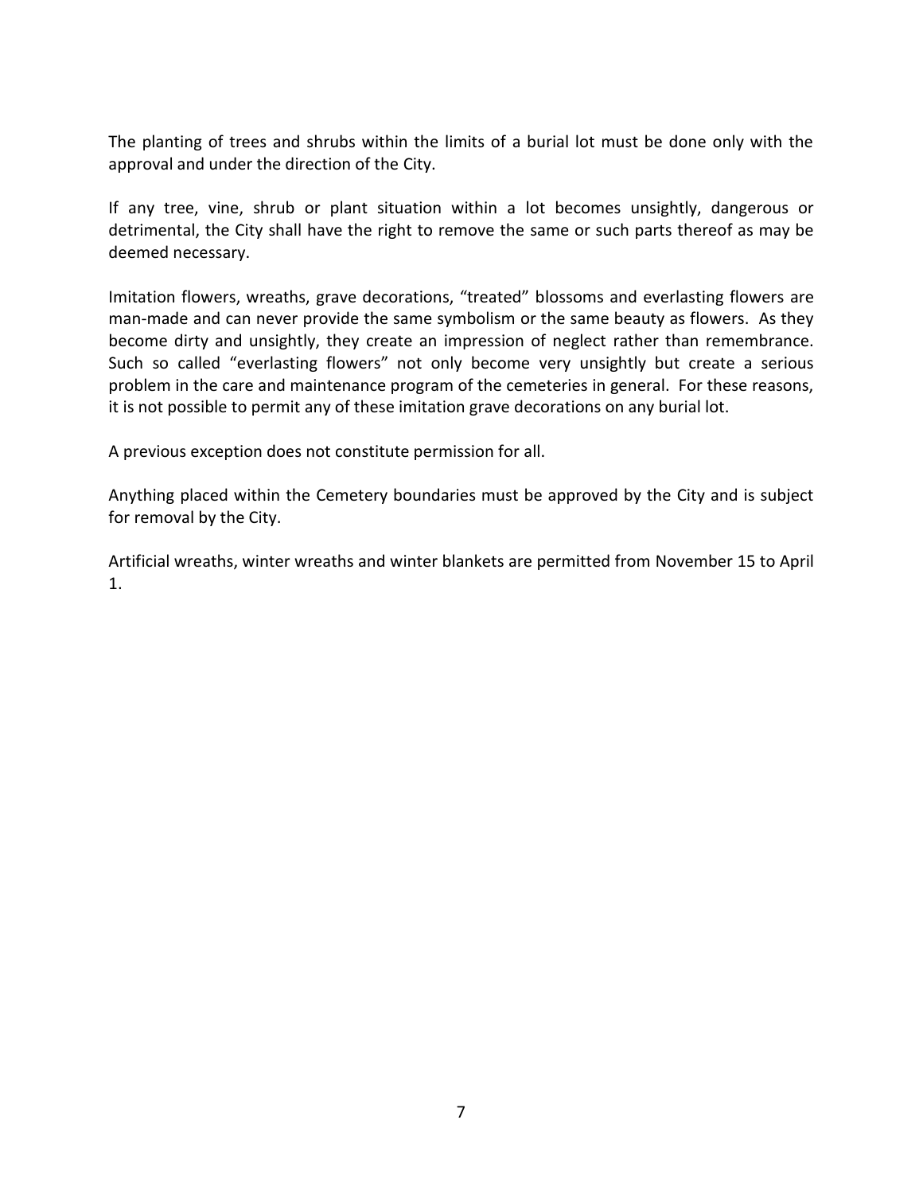The planting of trees and shrubs within the limits of a burial lot must be done only with the approval and under the direction of the City.

If any tree, vine, shrub or plant situation within a lot becomes unsightly, dangerous or detrimental, the City shall have the right to remove the same or such parts thereof as may be deemed necessary.

Imitation flowers, wreaths, grave decorations, "treated" blossoms and everlasting flowers are man-made and can never provide the same symbolism or the same beauty as flowers. As they become dirty and unsightly, they create an impression of neglect rather than remembrance. Such so called "everlasting flowers" not only become very unsightly but create a serious problem in the care and maintenance program of the cemeteries in general. For these reasons, it is not possible to permit any of these imitation grave decorations on any burial lot.

A previous exception does not constitute permission for all.

Anything placed within the Cemetery boundaries must be approved by the City and is subject for removal by the City.

Artificial wreaths, winter wreaths and winter blankets are permitted from November 15 to April 1.